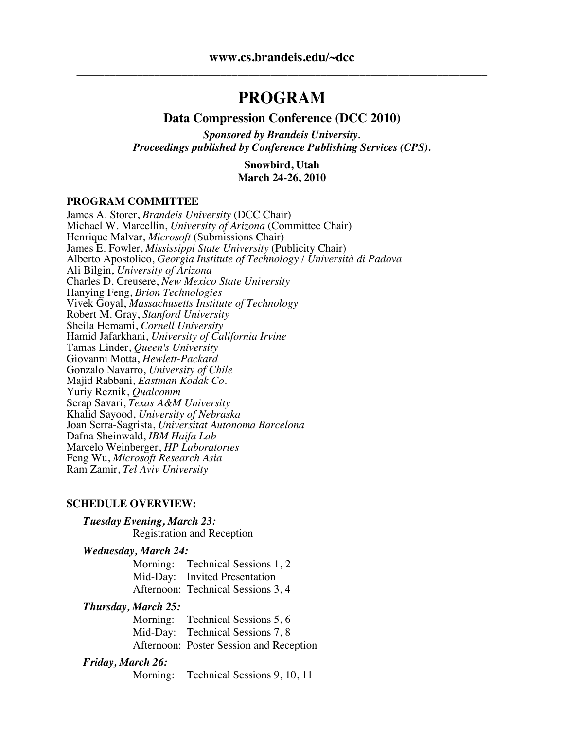**www.cs.brandeis.edu/~dcc**

---

# PROGRAM

## Data Compression Conference (DCC 2010)

***Sponsored by Brandeis University.***
***Proceedings published by Conference Publishing Services (CPS).***

**Snowbird, Utah**
**March 24-26, 2010**

### PROGRAM COMMITTEE

James A. Storer, *Brandeis University* (DCC Chair)
Michael W. Marcellin, *University of Arizona* (Committee Chair)
Henrique Malvar, *Microsoft* (Submissions Chair)
James E. Fowler, *Mississippi State University* (Publicity Chair)
Alberto Apostolico, *Georgia Institute of Technology / Università di Padova*
Ali Bilgin, *University of Arizona*
Charles D. Creusere, *New Mexico State University*
Hanying Feng, *Brion Technologies*
Vivek Goyal, *Massachusetts Institute of Technology*
Robert M. Gray, *Stanford University*
Sheila Hemami, *Cornell University*
Hamid Jafarkhani, *University of California Irvine*
Tamas Linder, *Queen's University*
Giovanni Motta, *Hewlett-Packard*
Gonzalo Navarro, *University of Chile*
Majid Rabbani, *Eastman Kodak Co.*
Yuriy Reznik, *Qualcomm*
Serap Savari, *Texas A&M University*
Khalid Sayood, *University of Nebraska*
Joan Serra-Sagrista, *Universitat Autonoma Barcelona*
Dafna Sheinwald, *IBM Haifa Lab*
Marcelo Weinberger, *HP Laboratories*
Feng Wu, *Microsoft Research Asia*
Ram Zamir, *Tel Aviv University*

### SCHEDULE OVERVIEW:

***Tuesday Evening, March 23:***
Registration and Reception

***Wednesday, March 24:***
Morning: Technical Sessions 1, 2
Mid-Day: Invited Presentation
Afternoon: Technical Sessions 3, 4

***Thursday, March 25:***
Morning: Technical Sessions 5, 6
Mid-Day: Technical Sessions 7, 8
Afternoon: Poster Session and Reception

***Friday, March 26:***
Morning: Technical Sessions 9, 10, 11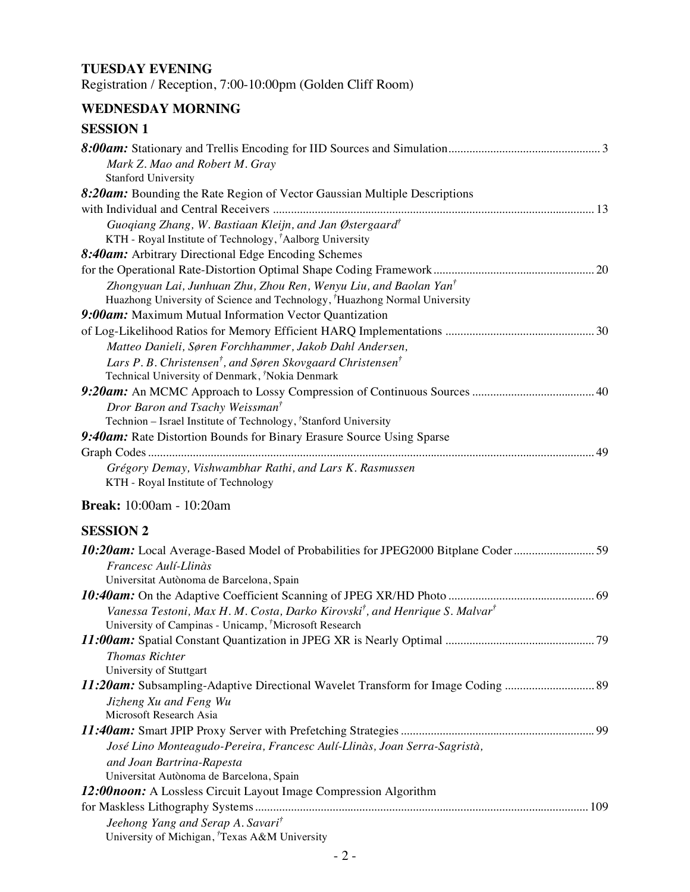## TUESDAY EVENING

Registration / Reception, 7:00-10:00pm (Golden Cliff Room)

## WEDNESDAY MORNING

### SESSION 1

***8:00am:*** Stationary and Trellis Encoding for IID Sources and Simulation .................................................. 3
*Mark Z. Mao and Robert M. Gray*
Stanford University

***8:20am:*** Bounding the Rate Region of Vector Gaussian Multiple Descriptions with Individual and Central Receivers ............................................................................................................ 13
*Guoqiang Zhang, W. Bastiaan Kleijn, and Jan Østergaard*[†]
KTH - Royal Institute of Technology, [†]Aalborg University

***8:40am:*** Arbitrary Directional Edge Encoding Schemes for the Operational Rate-Distortion Optimal Shape Coding Framework ..................................................... 20
*Zhongyuan Lai, Junhuan Zhu, Zhou Ren, Wenyu Liu, and Baolan Yan*[†]
Huazhong University of Science and Technology, [†]Huazhong Normal University

***9:00am:*** Maximum Mutual Information Vector Quantization of Log-Likelihood Ratios for Memory Efficient HARQ Implementations ................................................. 30
*Matteo Danieli, Søren Forchhammer, Jakob Dahl Andersen, Lars P. B. Christensen*[†]*, and Søren Skovgaard Christensen*[†]
Technical University of Denmark, [†]Nokia Denmark

***9:20am:*** An MCMC Approach to Lossy Compression of Continuous Sources ......................................... 40
*Dror Baron and Tsachy Weissman*[†]
Technion – Israel Institute of Technology, [†]Stanford University

***9:40am:*** Rate Distortion Bounds for Binary Erasure Source Using Sparse Graph Codes .................................................................................................................................... 49
*Grégory Demay, Vishwambhar Rathi, and Lars K. Rasmussen*
KTH - Royal Institute of Technology

**Break:** 10:00am - 10:20am

### SESSION 2

***10:20am:*** Local Average-Based Model of Probabilities for JPEG2000 Bitplane Coder ........................... 59
*Francesc Aulí-Llinàs*
Universitat Autònoma de Barcelona, Spain

***10:40am:*** On the Adaptive Coefficient Scanning of JPEG XR/HD Photo ................................................ 69
*Vanessa Testoni, Max H. M. Costa, Darko Kirovski*[†]*, and Henrique S. Malvar*[†]
University of Campinas - Unicamp, [†]Microsoft Research

***11:00am:*** Spatial Constant Quantization in JPEG XR is Nearly Optimal ................................................. 79
*Thomas Richter*
University of Stuttgart

***11:20am:*** Subsampling-Adaptive Directional Wavelet Transform for Image Coding ............................. 89
*Jizheng Xu and Feng Wu*
Microsoft Research Asia

***11:40am:*** Smart JPIP Proxy Server with Prefetching Strategies ................................................................ 99
*José Lino Monteagudo-Pereira, Francesc Aulí-Llinàs, Joan Serra-Sagristà, and Joan Bartrina-Rapesta*
Universitat Autònoma de Barcelona, Spain

***12:00noon:*** A Lossless Circuit Layout Image Compression Algorithm for Maskless Lithography Systems .............................................................................................................. 109
*Jeehong Yang and Serap A. Savari*[†]
University of Michigan, [†]Texas A&M University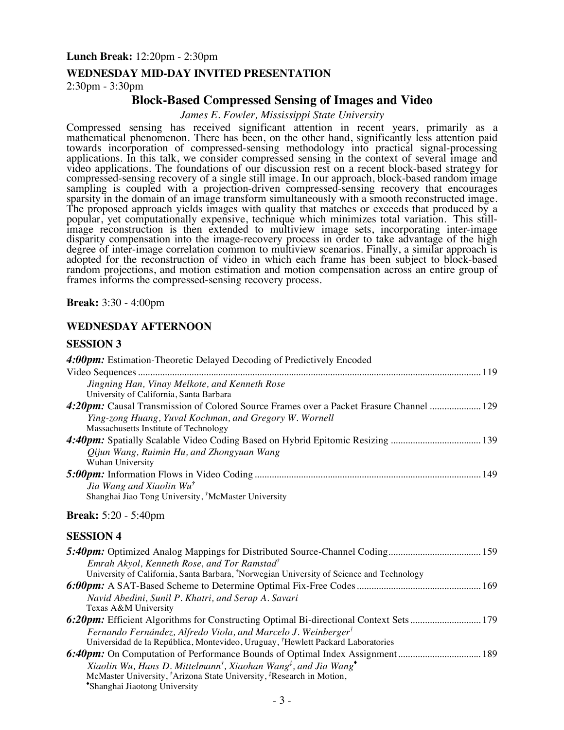**Lunch Break:** 12:20pm - 2:30pm

**WEDNESDAY MID-DAY INVITED PRESENTATION**

2:30pm - 3:30pm

## Block-Based Compressed Sensing of Images and Video

*James E. Fowler, Mississippi State University*

Compressed sensing has received significant attention in recent years, primarily as a mathematical phenomenon. There has been, on the other hand, significantly less attention paid towards incorporation of compressed-sensing methodology into practical signal-processing applications. In this talk, we consider compressed sensing in the context of several image and video applications. The foundations of our discussion rest on a recent block-based strategy for compressed-sensing recovery of a single still image. In our approach, block-based random image sampling is coupled with a projection-driven compressed-sensing recovery that encourages sparsity in the domain of an image transform simultaneously with a smooth reconstructed image. The proposed approach yields images with quality that matches or exceeds that produced by a popular, yet computationally expensive, technique which minimizes total variation. This still-image reconstruction is then extended to multiview image sets, incorporating inter-image disparity compensation into the image-recovery process in order to take advantage of the high degree of inter-image correlation common to multiview scenarios. Finally, a similar approach is adopted for the reconstruction of video in which each frame has been subject to block-based random projections, and motion estimation and motion compensation across an entire group of frames informs the compressed-sensing recovery process.

**Break:** 3:30 - 4:00pm

### WEDNESDAY AFTERNOON

### SESSION 3

***4:00pm:*** Estimation-Theoretic Delayed Decoding of Predictively Encoded Video Sequences ........ 119
*Jingning Han, Vinay Melkote, and Kenneth Rose*
University of California, Santa Barbara

***4:20pm:*** Causal Transmission of Colored Source Frames over a Packet Erasure Channel ........ 129
*Ying-zong Huang, Yuval Kochman, and Gregory W. Wornell*
Massachusetts Institute of Technology

***4:40pm:*** Spatially Scalable Video Coding Based on Hybrid Epitomic Resizing ........ 139
*Qijun Wang, Ruimin Hu, and Zhongyuan Wang*
Wuhan University

***5:00pm:*** Information Flows in Video Coding ........ 149
*Jia Wang and Xiaolin Wu[†]*
Shanghai Jiao Tong University, [†]McMaster University

**Break:** 5:20 - 5:40pm

### SESSION 4

***5:40pm:*** Optimized Analog Mappings for Distributed Source-Channel Coding ........ 159
*Emrah Akyol, Kenneth Rose, and Tor Ramstad[†]*
University of California, Santa Barbara, [†]Norwegian University of Science and Technology

***6:00pm:*** A SAT-Based Scheme to Determine Optimal Fix-Free Codes ........ 169
*Navid Abedini, Sunil P. Khatri, and Serap A. Savari*
Texas A&M University

***6:20pm:*** Efficient Algorithms for Constructing Optimal Bi-directional Context Sets ........ 179
*Fernando Fernández, Alfredo Viola, and Marcelo J. Weinberger[†]*
Universidad de la República, Montevideo, Uruguay, [†]Hewlett Packard Laboratories

***6:40pm:*** On Computation of Performance Bounds of Optimal Index Assignment ........ 189
*Xiaolin Wu, Hans D. Mittelmann[†], Xiaohan Wang[‡], and Jia Wang[♦]*
McMaster University, [†]Arizona State University, [‡]Research in Motion,
[♦]Shanghai Jiaotong University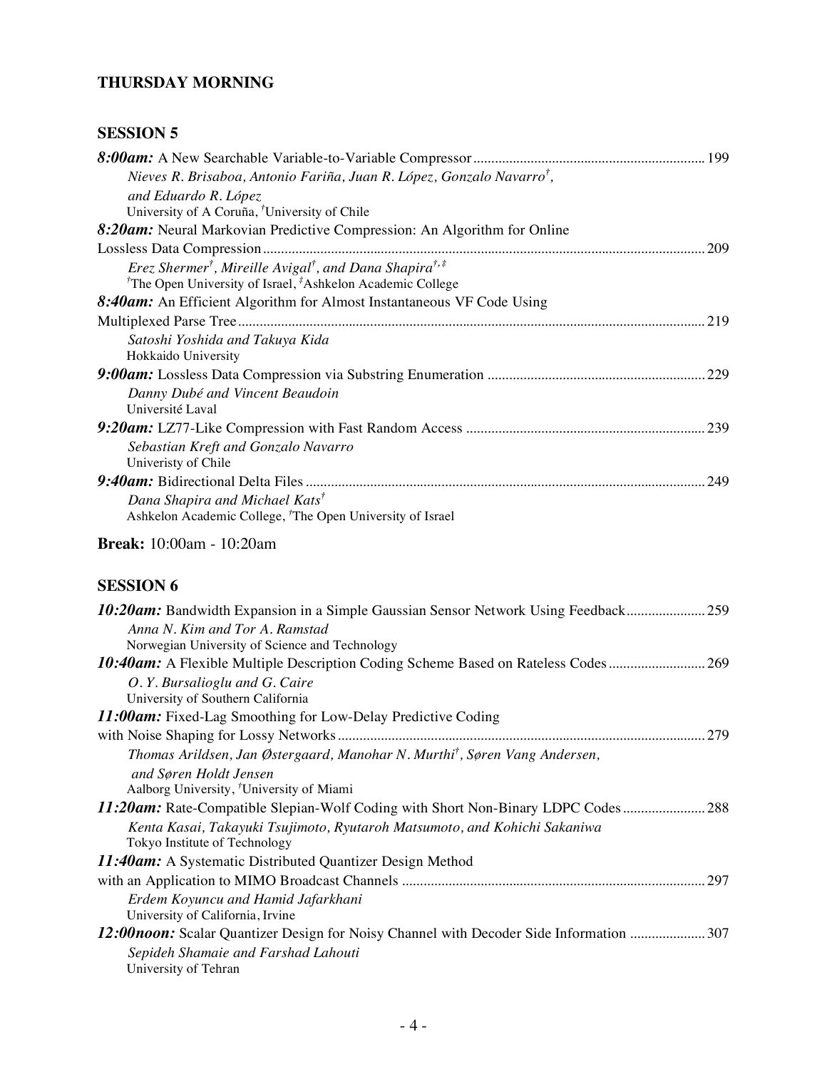## THURSDAY MORNING

### SESSION 5

***8:00am:*** A New Searchable Variable-to-Variable Compressor ................................................................ 199
*Nieves R. Brisaboa, Antonio Fariña, Juan R. López, Gonzalo Navarro*[†]*,*
*and Eduardo R. López*
University of A Coruña, [†]University of Chile

***8:20am:*** Neural Markovian Predictive Compression: An Algorithm for Online
Lossless Data Compression ................................................................................................................ 209
*Erez Shermer*[†]*, Mireille Avigal*[†]*, and Dana Shapira*[†,‡]
[†]The Open University of Israel, [‡]Ashkelon Academic College

***8:40am:*** An Efficient Algorithm for Almost Instantaneous VF Code Using
Multiplexed Parse Tree ...................................................................................................................... 219
*Satoshi Yoshida and Takuya Kida*
Hokkaido University

***9:00am:*** Lossless Data Compression via Substring Enumeration ............................................................ 229
*Danny Dubé and Vincent Beaudoin*
Université Laval

***9:20am:*** LZ77-Like Compression with Fast Random Access ................................................................. 239
*Sebastian Kreft and Gonzalo Navarro*
Univeristy of Chile

***9:40am:*** Bidirectional Delta Files ............................................................................................................. 249
*Dana Shapira and Michael Kats*[†]
Ashkelon Academic College, [†]The Open University of Israel

**Break:** 10:00am - 10:20am

### SESSION 6

***10:20am:*** Bandwidth Expansion in a Simple Gaussian Sensor Network Using Feedback...................... 259
*Anna N. Kim and Tor A. Ramstad*
Norwegian University of Science and Technology

***10:40am:*** A Flexible Multiple Description Coding Scheme Based on Rateless Codes ........................... 269
*O. Y. Bursalioglu and G. Caire*
University of Southern California

***11:00am:*** Fixed-Lag Smoothing for Low-Delay Predictive Coding
with Noise Shaping for Lossy Networks ............................................................................................ 279
*Thomas Arildsen, Jan Østergaard, Manohar N. Murthi*[†]*, Søren Vang Andersen,*
*and Søren Holdt Jensen*
Aalborg University, [†]University of Miami

***11:20am:*** Rate-Compatible Slepian-Wolf Coding with Short Non-Binary LDPC Codes....................... 288
*Kenta Kasai, Takayuki Tsujimoto, Ryutaroh Matsumoto, and Kohichi Sakaniwa*
Tokyo Institute of Technology

***11:40am:*** A Systematic Distributed Quantizer Design Method
with an Application to MIMO Broadcast Channels .................................................................................... 297
*Erdem Koyuncu and Hamid Jafarkhani*
University of California, Irvine

***12:00noon:*** Scalar Quantizer Design for Noisy Channel with Decoder Side Information ..................... 307
*Sepideh Shamaie and Farshad Lahouti*
University of Tehran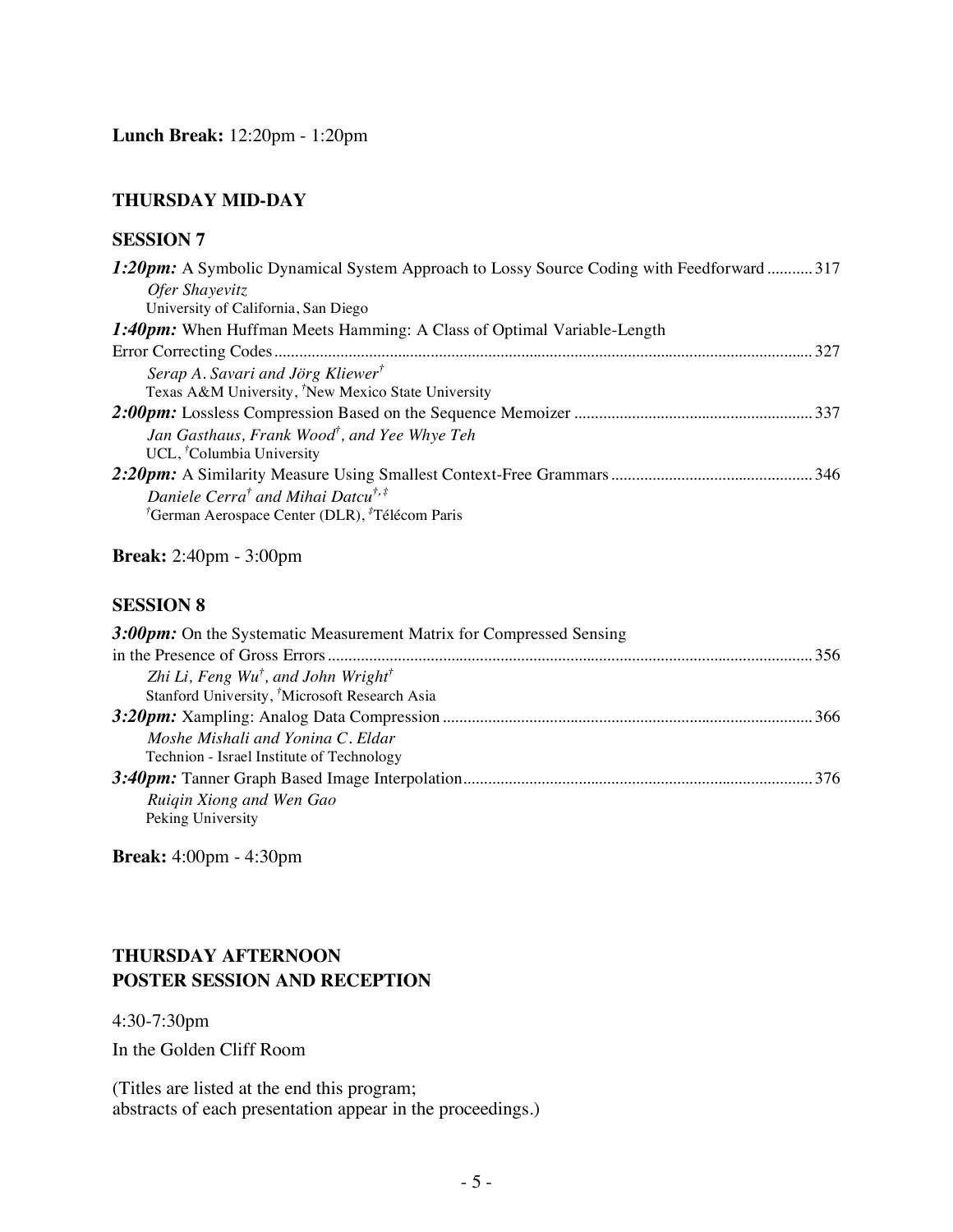**Lunch Break:** 12:20pm - 1:20pm

## THURSDAY MID-DAY

### SESSION 7

***1:20pm:*** A Symbolic Dynamical System Approach to Lossy Source Coding with Feedforward ........... 317
*Ofer Shayevitz*
University of California, San Diego

***1:40pm:*** When Huffman Meets Hamming: A Class of Optimal Variable-Length Error Correcting Codes ........ 327
*Serap A. Savari and Jörg Kliewer*[†]
Texas A&M University, [†]New Mexico State University

***2:00pm:*** Lossless Compression Based on the Sequence Memoizer ........ 337
*Jan Gasthaus, Frank Wood*[†]*, and Yee Whye Teh*
UCL, [†]Columbia University

***2:20pm:*** A Similarity Measure Using Smallest Context-Free Grammars ........ 346
*Daniele Cerra*[†] *and Mihai Datcu*[†,‡]
[†]German Aerospace Center (DLR), [‡]Télécom Paris

**Break:** 2:40pm - 3:00pm

### SESSION 8

***3:00pm:*** On the Systematic Measurement Matrix for Compressed Sensing in the Presence of Gross Errors ........ 356
*Zhi Li, Feng Wu*[†]*, and John Wright*[†]
Stanford University, [†]Microsoft Research Asia

***3:20pm:*** Xampling: Analog Data Compression ........ 366
*Moshe Mishali and Yonina C. Eldar*
Technion - Israel Institute of Technology

***3:40pm:*** Tanner Graph Based Image Interpolation ........ 376
*Ruiqin Xiong and Wen Gao*
Peking University

**Break:** 4:00pm - 4:30pm

## THURSDAY AFTERNOON
## POSTER SESSION AND RECEPTION

4:30-7:30pm

In the Golden Cliff Room

(Titles are listed at the end this program;
abstracts of each presentation appear in the proceedings.)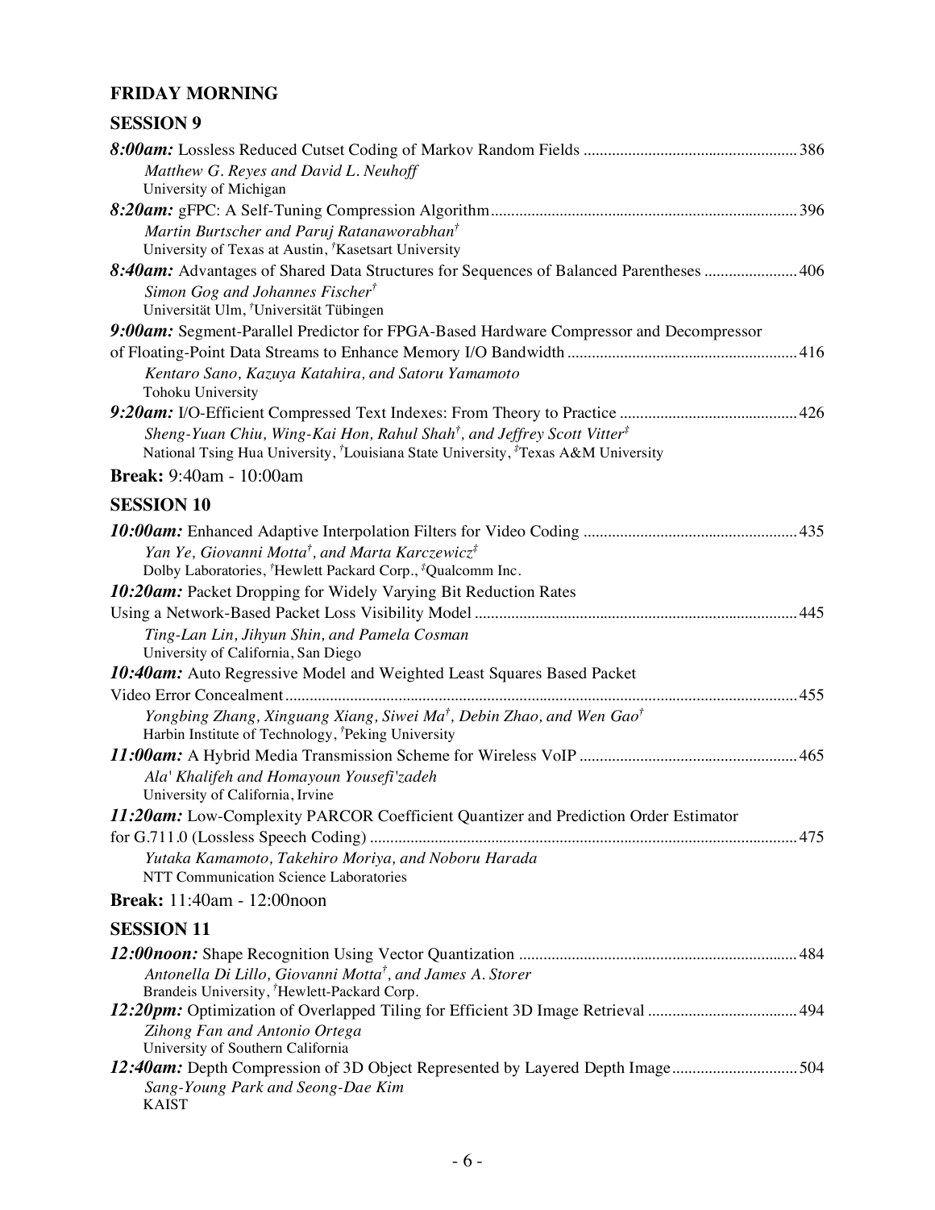## FRIDAY MORNING

### SESSION 9

***8:00am:*** Lossless Reduced Cutset Coding of Markov Random Fields .................................................... 386
*Matthew G. Reyes and David L. Neuhoff*
University of Michigan

***8:20am:*** gFPC: A Self-Tuning Compression Algorithm ........................................................................... 396
*Martin Burtscher and Paruj Ratanaworabhan*[†]
University of Texas at Austin, [†]Kasetsart University

***8:40am:*** Advantages of Shared Data Structures for Sequences of Balanced Parentheses ....................... 406
*Simon Gog and Johannes Fischer*[†]
Universität Ulm, [†]Universität Tübingen

***9:00am:*** Segment-Parallel Predictor for FPGA-Based Hardware Compressor and Decompressor of Floating-Point Data Streams to Enhance Memory I/O Bandwidth ........................................................ 416
*Kentaro Sano, Kazuya Katahira, and Satoru Yamamoto*
Tohoku University

***9:20am:*** I/O-Efficient Compressed Text Indexes: From Theory to Practice ............................................ 426
*Sheng-Yuan Chiu, Wing-Kai Hon, Rahul Shah*[†]*, and Jeffrey Scott Vitter*[‡]
National Tsing Hua University, [†]Louisiana State University, [‡]Texas A&M University

**Break:** 9:40am - 10:00am

### SESSION 10

***10:00am:*** Enhanced Adaptive Interpolation Filters for Video Coding .................................................... 435
*Yan Ye, Giovanni Motta*[†]*, and Marta Karczewicz*[‡]
Dolby Laboratories, [†]Hewlett Packard Corp., [‡]Qualcomm Inc.

***10:20am:*** Packet Dropping for Widely Varying Bit Reduction Rates Using a Network-Based Packet Loss Visibility Model ............................................................................... 445
*Ting-Lan Lin, Jihyun Shin, and Pamela Cosman*
University of California, San Diego

***10:40am:*** Auto Regressive Model and Weighted Least Squares Based Packet Video Error Concealment ............................................................................................................................. 455
*Yongbing Zhang, Xinguang Xiang, Siwei Ma*[†]*, Debin Zhao, and Wen Gao*[†]
Harbin Institute of Technology, [†]Peking University

***11:00am:*** A Hybrid Media Transmission Scheme for Wireless VoIP ..................................................... 465
*Ala' Khalifeh and Homayoun Yousefi'zadeh*
University of California, Irvine

***11:20am:*** Low-Complexity PARCOR Coefficient Quantizer and Prediction Order Estimator for G.711.0 (Lossless Speech Coding) ......................................................................................................... 475
*Yutaka Kamamoto, Takehiro Moriya, and Noboru Harada*
NTT Communication Science Laboratories

**Break:** 11:40am - 12:00noon

### SESSION 11

***12:00noon:*** Shape Recognition Using Vector Quantization .................................................................... 484
*Antonella Di Lillo, Giovanni Motta*[†]*, and James A. Storer*
Brandeis University, [†]Hewlett-Packard Corp.

***12:20pm:*** Optimization of Overlapped Tiling for Efficient 3D Image Retrieval .................................... 494
*Zihong Fan and Antonio Ortega*
University of Southern California

***12:40am:*** Depth Compression of 3D Object Represented by Layered Depth Image .............................. 504
*Sang-Young Park and Seong-Dae Kim*
KAIST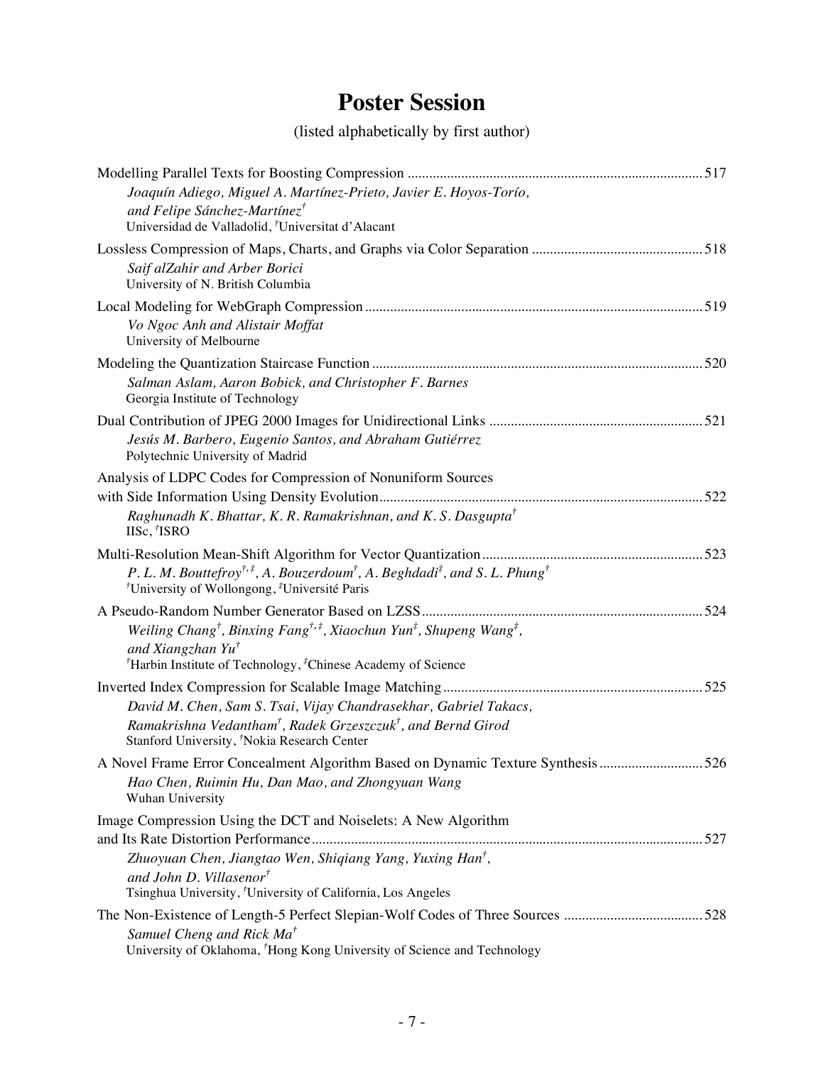# Poster Session

(listed alphabetically by first author)

Modelling Parallel Texts for Boosting Compression ................................................................................. 517
*Joaquín Adiego, Miguel A. Martínez-Prieto, Javier E. Hoyos-Torío, and Felipe Sánchez-Martínez*[†]
Universidad de Valladolid, [†]Universitat d'Alacant

Lossless Compression of Maps, Charts, and Graphs via Color Separation ............................................. 518
*Saif alZahir and Arber Borici*
University of N. British Columbia

Local Modeling for WebGraph Compression ........................................................................................... 519
*Vo Ngoc Anh and Alistair Moffat*
University of Melbourne

Modeling the Quantization Staircase Function .......................................................................................... 520
*Salman Aslam, Aaron Bobick, and Christopher F. Barnes*
Georgia Institute of Technology

Dual Contribution of JPEG 2000 Images for Unidirectional Links .......................................................... 521
*Jesús M. Barbero, Eugenio Santos, and Abraham Gutiérrez*
Polytechnic University of Madrid

Analysis of LDPC Codes for Compression of Nonuniform Sources with Side Information Using Density Evolution ........................................................................................ 522
*Raghunadh K. Bhattar, K. R. Ramakrishnan, and K. S. Dasgupta*[†]
IISc, [†]ISRO

Multi-Resolution Mean-Shift Algorithm for Vector Quantization ............................................................ 523
*P. L. M. Bouttefroy*[†,‡]*, A. Bouzerdoum*[†]*, A. Beghdadi*[‡]*, and S. L. Phung*[†]
[†]University of Wollongong, [‡]Université Paris

A Pseudo-Random Number Generator Based on LZSS ............................................................................ 524
*Weiling Chang*[†]*, Binxing Fang*[†,‡]*, Xiaochun Yun*[‡]*, Shupeng Wang*[‡]*, and Xiangzhan Yu*[†]
[†]Harbin Institute of Technology, [‡]Chinese Academy of Science

Inverted Index Compression for Scalable Image Matching ....................................................................... 525
*David M. Chen, Sam S. Tsai, Vijay Chandrasekhar, Gabriel Takacs, Ramakrishna Vedantham*[†]*, Radek Grzeszczuk*[†]*, and Bernd Girod*
Stanford University, [†]Nokia Research Center

A Novel Frame Error Concealment Algorithm Based on Dynamic Texture Synthesis ............................ 526
*Hao Chen, Ruimin Hu, Dan Mao, and Zhongyuan Wang*
Wuhan University

Image Compression Using the DCT and Noiselets: A New Algorithm and Its Rate Distortion Performance ............................................................................................................ 527
*Zhuoyuan Chen, Jiangtao Wen, Shiqiang Yang, Yuxing Han*[†]*, and John D. Villasenor*[†]
Tsinghua University, [†]University of California, Los Angeles

The Non-Existence of Length-5 Perfect Slepian-Wolf Codes of Three Sources ...................................... 528
*Samuel Cheng and Rick Ma*[†]
University of Oklahoma, [†]Hong Kong University of Science and Technology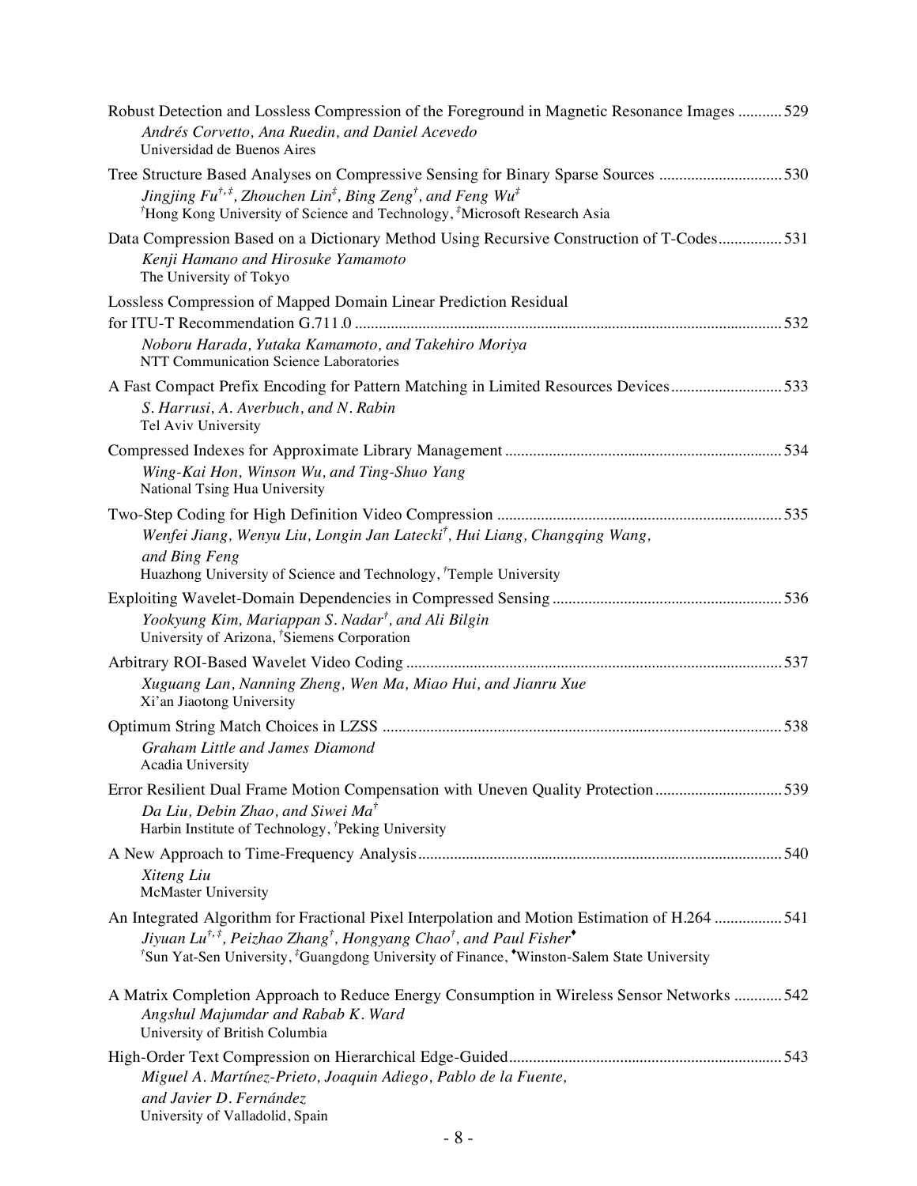Robust Detection and Lossless Compression of the Foreground in Magnetic Resonance Images ........... 529
*Andrés Corvetto, Ana Ruedin, and Daniel Acevedo*
Universidad de Buenos Aires

Tree Structure Based Analyses on Compressive Sensing for Binary Sparse Sources .............................. 530
*Jingjing Fu*[†,‡]*, Zhouchen Lin*[‡]*, Bing Zeng*[†]*, and Feng Wu*[‡]
[†]Hong Kong University of Science and Technology, [‡]Microsoft Research Asia

Data Compression Based on a Dictionary Method Using Recursive Construction of T-Codes................ 531
*Kenji Hamano and Hirosuke Yamamoto*
The University of Tokyo

Lossless Compression of Mapped Domain Linear Prediction Residual
for ITU-T Recommendation G.711.0 ........................................................................................................... 532
*Noboru Harada, Yutaka Kamamoto, and Takehiro Moriya*
NTT Communication Science Laboratories

A Fast Compact Prefix Encoding for Pattern Matching in Limited Resources Devices............................ 533
*S. Harrusi, A. Averbuch, and N. Rabin*
Tel Aviv University

Compressed Indexes for Approximate Library Management ..................................................................... 534
*Wing-Kai Hon, Winson Wu, and Ting-Shuo Yang*
National Tsing Hua University

Two-Step Coding for High Definition Video Compression ........................................................................ 535
*Wenfei Jiang, Wenyu Liu, Longin Jan Latecki*[†]*, Hui Liang, Changqing Wang, and Bing Feng*
Huazhong University of Science and Technology, [†]Temple University

Exploiting Wavelet-Domain Dependencies in Compressed Sensing .......................................................... 536
*Yookyung Kim, Mariappan S. Nadar*[†]*, and Ali Bilgin*
University of Arizona, [†]Siemens Corporation

Arbitrary ROI-Based Wavelet Video Coding ............................................................................................. 537
*Xuguang Lan, Nanning Zheng, Wen Ma, Miao Hui, and Jianru Xue*
Xi'an Jiaotong University

Optimum String Match Choices in LZSS .................................................................................................... 538
*Graham Little and James Diamond*
Acadia University

Error Resilient Dual Frame Motion Compensation with Uneven Quality Protection................................ 539
*Da Liu, Debin Zhao, and Siwei Ma*[†]
Harbin Institute of Technology, [†]Peking University

A New Approach to Time-Frequency Analysis........................................................................................... 540
*Xiteng Liu*
McMaster University

An Integrated Algorithm for Fractional Pixel Interpolation and Motion Estimation of H.264 ................. 541
*Jiyuan Lu*[†,‡]*, Peizhao Zhang*[†]*, Hongyang Chao*[†]*, and Paul Fisher*[♦]
[†]Sun Yat-Sen University, [‡]Guangdong University of Finance, [♦]Winston-Salem State University

A Matrix Completion Approach to Reduce Energy Consumption in Wireless Sensor Networks ............ 542
*Angshul Majumdar and Rabab K. Ward*
University of British Columbia

High-Order Text Compression on Hierarchical Edge-Guided.................................................................... 543
*Miguel A. Martínez-Prieto, Joaquin Adiego, Pablo de la Fuente, and Javier D. Fernández*
University of Valladolid, Spain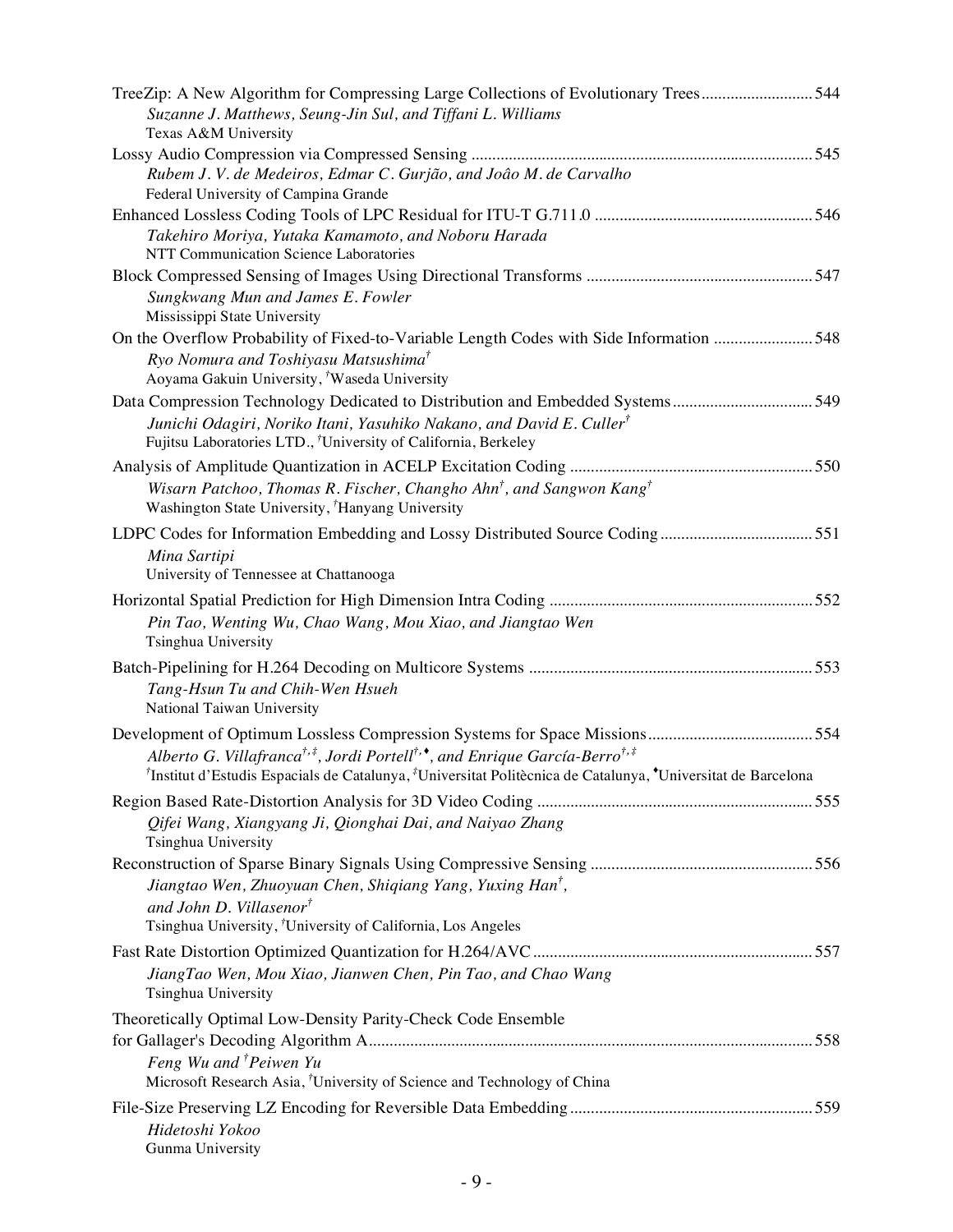TreeZip: A New Algorithm for Compressing Large Collections of Evolutionary Trees .......................... 544
*Suzanne J. Matthews, Seung-Jin Sul, and Tiffani L. Williams*
Texas A&M University

Lossy Audio Compression via Compressed Sensing .................................................................................. 545
*Rubem J. V. de Medeiros, Edmar C. Gurjão, and Joâo M. de Carvalho*
Federal University of Campina Grande

Enhanced Lossless Coding Tools of LPC Residual for ITU-T G.711.0 .................................................... 546
*Takehiro Moriya, Yutaka Kamamoto, and Noboru Harada*
NTT Communication Science Laboratories

Block Compressed Sensing of Images Using Directional Transforms ...................................................... 547
*Sungkwang Mun and James E. Fowler*
Mississippi State University

On the Overflow Probability of Fixed-to-Variable Length Codes with Side Information ........................ 548
*Ryo Nomura and Toshiyasu Matsushima*[†]
Aoyama Gakuin University, [†]Waseda University

Data Compression Technology Dedicated to Distribution and Embedded Systems ................................. 549
*Junichi Odagiri, Noriko Itani, Yasuhiko Nakano, and David E. Culler*[†]
Fujitsu Laboratories LTD., [†]University of California, Berkeley

Analysis of Amplitude Quantization in ACELP Excitation Coding .......................................................... 550
*Wisarn Patchoo, Thomas R. Fischer, Changho Ahn*[†]*, and Sangwon Kang*[†]
Washington State University, [†]Hanyang University

LDPC Codes for Information Embedding and Lossy Distributed Source Coding ..................................... 551
*Mina Sartipi*
University of Tennessee at Chattanooga

Horizontal Spatial Prediction for High Dimension Intra Coding ............................................................... 552
*Pin Tao, Wenting Wu, Chao Wang, Mou Xiao, and Jiangtao Wen*
Tsinghua University

Batch-Pipelining for H.264 Decoding on Multicore Systems .................................................................... 553
*Tang-Hsun Tu and Chih-Wen Hsueh*
National Taiwan University

Development of Optimum Lossless Compression Systems for Space Missions ........................................ 554
*Alberto G. Villafranca*[†,‡]*, Jordi Portell*[†,♦]*, and Enrique García-Berro*[†,‡]
[†]Institut d'Estudis Espacials de Catalunya, [‡]Universitat Politècnica de Catalunya, [♦]Universitat de Barcelona

Region Based Rate-Distortion Analysis for 3D Video Coding .................................................................. 555
*Qifei Wang, Xiangyang Ji, Qionghai Dai, and Naiyao Zhang*
Tsinghua University

Reconstruction of Sparse Binary Signals Using Compressive Sensing ..................................................... 556
*Jiangtao Wen, Zhuoyuan Chen, Shiqiang Yang, Yuxing Han*[†]*,*
*and John D. Villasenor*[†]
Tsinghua University, [†]University of California, Los Angeles

Fast Rate Distortion Optimized Quantization for H.264/AVC ................................................................... 557
*JiangTao Wen, Mou Xiao, Jianwen Chen, Pin Tao, and Chao Wang*
Tsinghua University

Theoretically Optimal Low-Density Parity-Check Code Ensemble
for Gallager's Decoding Algorithm A ........................................................................................................... 558
*Feng Wu and* [†]*Peiwen Yu*
Microsoft Research Asia, [†]University of Science and Technology of China

File-Size Preserving LZ Encoding for Reversible Data Embedding .......................................................... 559
*Hidetoshi Yokoo*
Gunma University